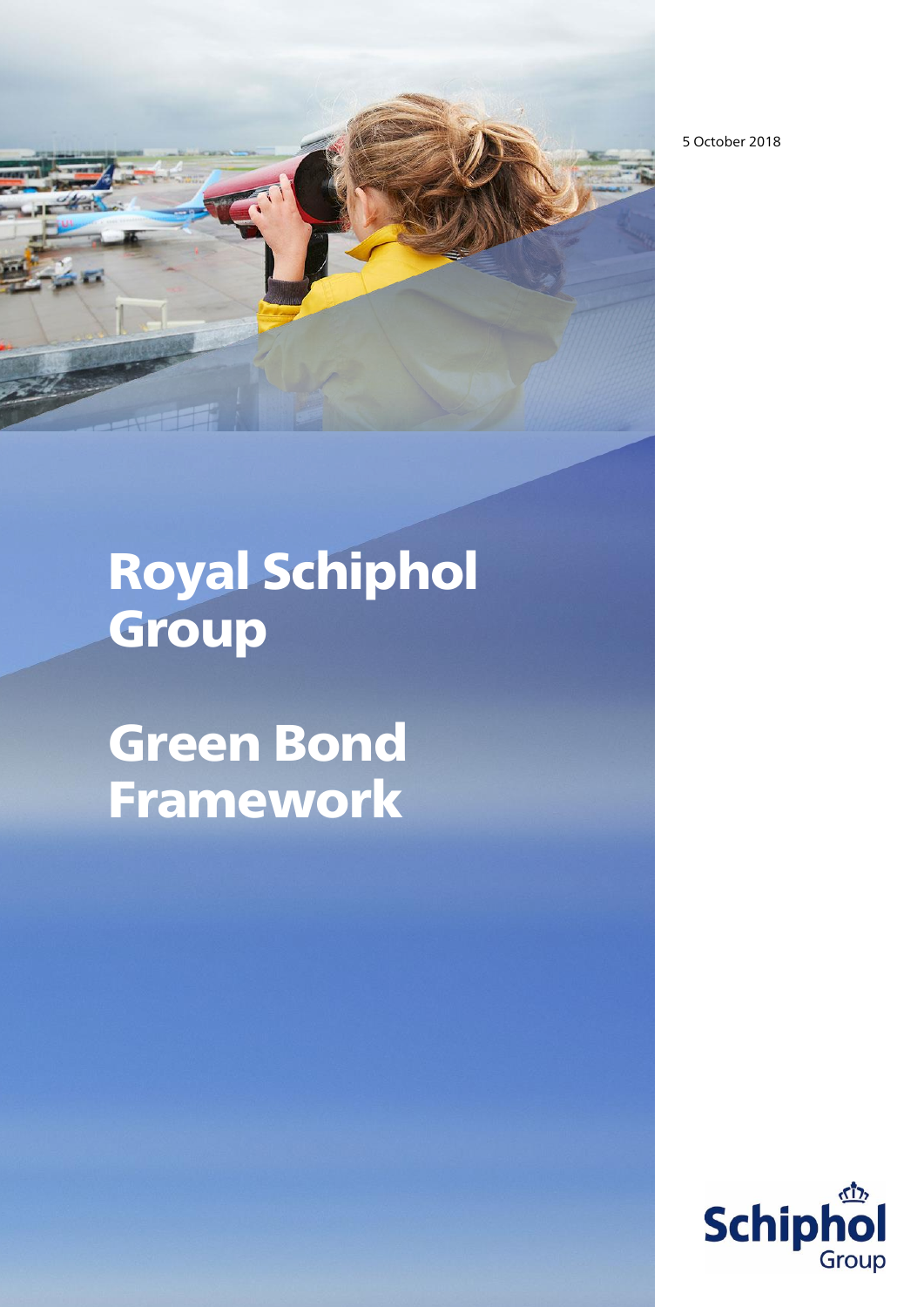5 October 2018

# Royal Schiphol Group

# Green Bond Framework

Schiphol
Group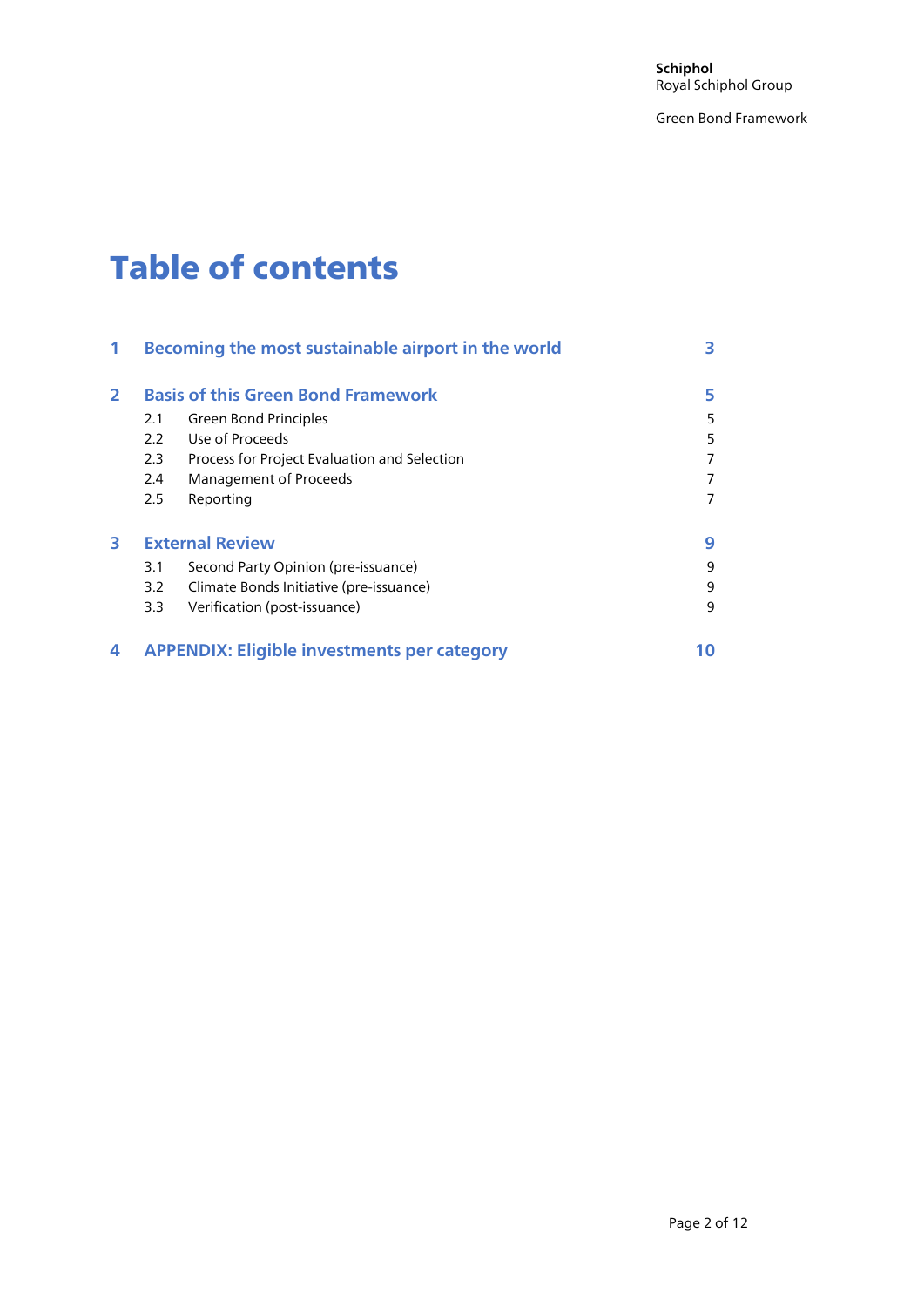# Table of contents

| | | |
|---|---|---|
| **1** | **Becoming the most sustainable airport in the world** | **3** |
| **2** | **Basis of this Green Bond Framework** | **5** |
| 2.1 | Green Bond Principles | 5 |
| 2.2 | Use of Proceeds | 5 |
| 2.3 | Process for Project Evaluation and Selection | 7 |
| 2.4 | Management of Proceeds | 7 |
| 2.5 | Reporting | 7 |
| **3** | **External Review** | **9** |
| 3.1 | Second Party Opinion (pre-issuance) | 9 |
| 3.2 | Climate Bonds Initiative (pre-issuance) | 9 |
| 3.3 | Verification (post-issuance) | 9 |
| **4** | **APPENDIX: Eligible investments per category** | **10** |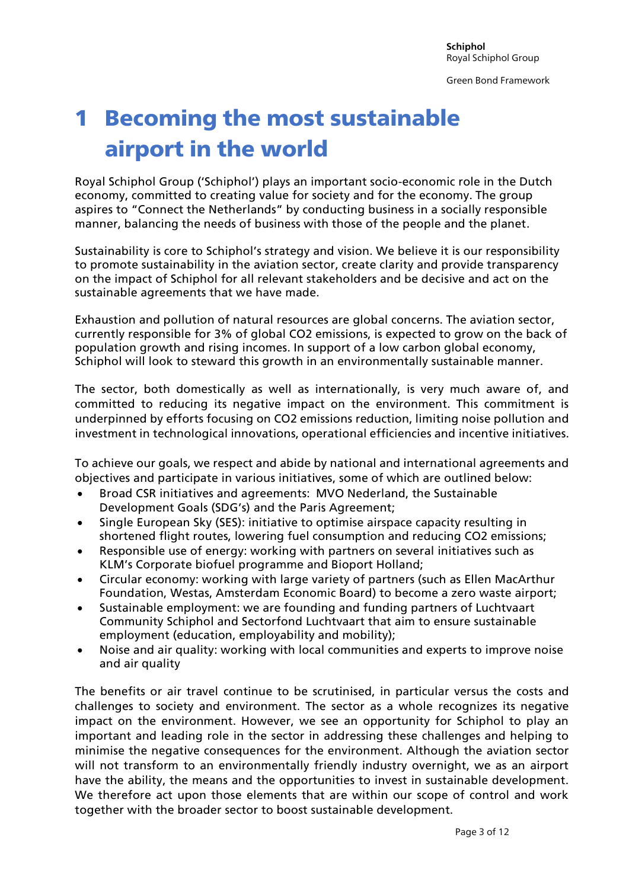# 1 Becoming the most sustainable airport in the world

Royal Schiphol Group ('Schiphol') plays an important socio-economic role in the Dutch economy, committed to creating value for society and for the economy. The group aspires to "Connect the Netherlands" by conducting business in a socially responsible manner, balancing the needs of business with those of the people and the planet.

Sustainability is core to Schiphol's strategy and vision. We believe it is our responsibility to promote sustainability in the aviation sector, create clarity and provide transparency on the impact of Schiphol for all relevant stakeholders and be decisive and act on the sustainable agreements that we have made.

Exhaustion and pollution of natural resources are global concerns. The aviation sector, currently responsible for 3% of global CO2 emissions, is expected to grow on the back of population growth and rising incomes. In support of a low carbon global economy, Schiphol will look to steward this growth in an environmentally sustainable manner.

The sector, both domestically as well as internationally, is very much aware of, and committed to reducing its negative impact on the environment. This commitment is underpinned by efforts focusing on CO2 emissions reduction, limiting noise pollution and investment in technological innovations, operational efficiencies and incentive initiatives.

To achieve our goals, we respect and abide by national and international agreements and objectives and participate in various initiatives, some of which are outlined below:

- Broad CSR initiatives and agreements: MVO Nederland, the Sustainable Development Goals (SDG's) and the Paris Agreement;
- Single European Sky (SES): initiative to optimise airspace capacity resulting in shortened flight routes, lowering fuel consumption and reducing CO2 emissions;
- Responsible use of energy: working with partners on several initiatives such as KLM's Corporate biofuel programme and Bioport Holland;
- Circular economy: working with large variety of partners (such as Ellen MacArthur Foundation, Westas, Amsterdam Economic Board) to become a zero waste airport;
- Sustainable employment: we are founding and funding partners of Luchtvaart Community Schiphol and Sectorfond Luchtvaart that aim to ensure sustainable employment (education, employability and mobility);
- Noise and air quality: working with local communities and experts to improve noise and air quality

The benefits or air travel continue to be scrutinised, in particular versus the costs and challenges to society and environment. The sector as a whole recognizes its negative impact on the environment. However, we see an opportunity for Schiphol to play an important and leading role in the sector in addressing these challenges and helping to minimise the negative consequences for the environment. Although the aviation sector will not transform to an environmentally friendly industry overnight, we as an airport have the ability, the means and the opportunities to invest in sustainable development. We therefore act upon those elements that are within our scope of control and work together with the broader sector to boost sustainable development.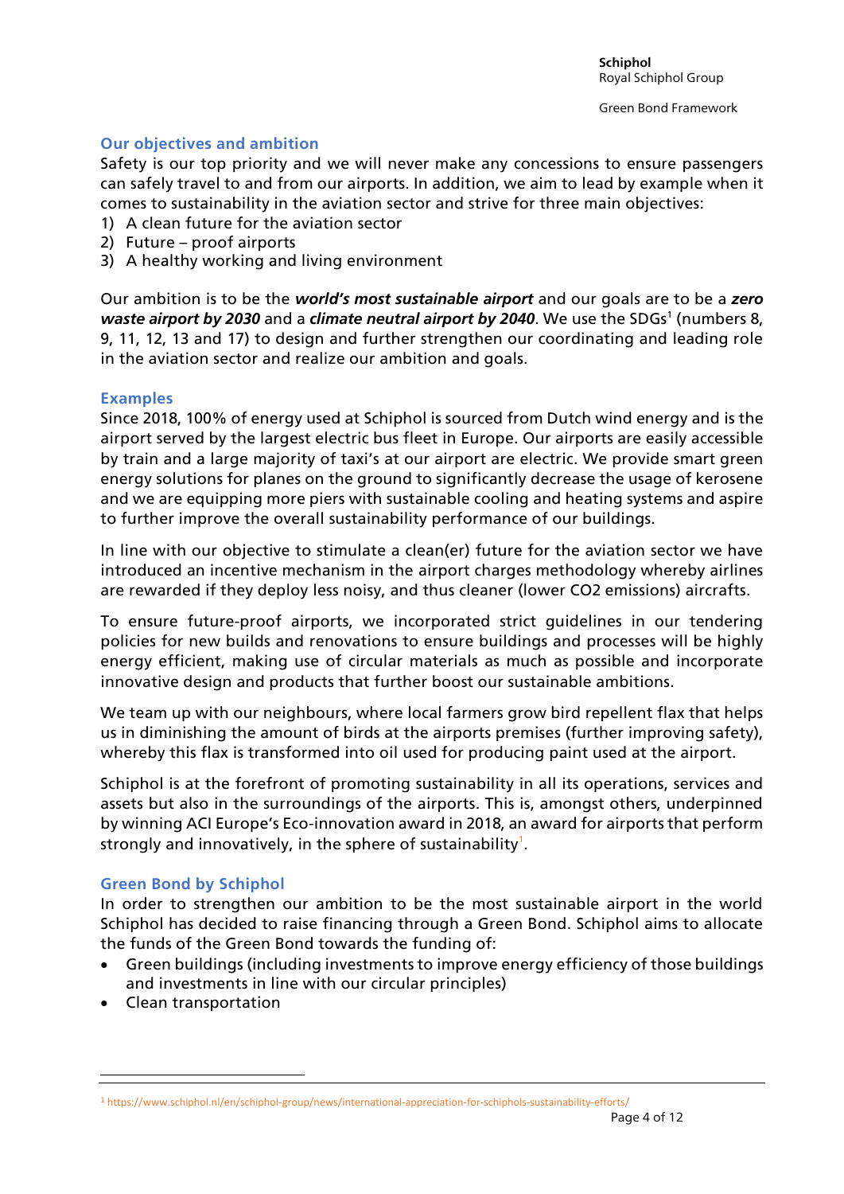## Our objectives and ambition

Safety is our top priority and we will never make any concessions to ensure passengers can safely travel to and from our airports. In addition, we aim to lead by example when it comes to sustainability in the aviation sector and strive for three main objectives:

1) A clean future for the aviation sector
2) Future – proof airports
3) A healthy working and living environment

Our ambition is to be the ***world's most sustainable airport*** and our goals are to be a ***zero waste airport by 2030*** and a ***climate neutral airport by 2040***. We use the SDGs[1] (numbers 8, 9, 11, 12, 13 and 17) to design and further strengthen our coordinating and leading role in the aviation sector and realize our ambition and goals.

## Examples

Since 2018, 100% of energy used at Schiphol is sourced from Dutch wind energy and is the airport served by the largest electric bus fleet in Europe. Our airports are easily accessible by train and a large majority of taxi's at our airport are electric. We provide smart green energy solutions for planes on the ground to significantly decrease the usage of kerosene and we are equipping more piers with sustainable cooling and heating systems and aspire to further improve the overall sustainability performance of our buildings.

In line with our objective to stimulate a clean(er) future for the aviation sector we have introduced an incentive mechanism in the airport charges methodology whereby airlines are rewarded if they deploy less noisy, and thus cleaner (lower $CO_2$ emissions) aircrafts.

To ensure future-proof airports, we incorporated strict guidelines in our tendering policies for new builds and renovations to ensure buildings and processes will be highly energy efficient, making use of circular materials as much as possible and incorporate innovative design and products that further boost our sustainable ambitions.

We team up with our neighbours, where local farmers grow bird repellent flax that helps us in diminishing the amount of birds at the airports premises (further improving safety), whereby this flax is transformed into oil used for producing paint used at the airport.

Schiphol is at the forefront of promoting sustainability in all its operations, services and assets but also in the surroundings of the airports. This is, amongst others, underpinned by winning ACI Europe's Eco-innovation award in 2018, an award for airports that perform strongly and innovatively, in the sphere of sustainability[1].

## Green Bond by Schiphol

In order to strengthen our ambition to be the most sustainable airport in the world Schiphol has decided to raise financing through a Green Bond. Schiphol aims to allocate the funds of the Green Bond towards the funding of:

- Green buildings (including investments to improve energy efficiency of those buildings and investments in line with our circular principles)
- Clean transportation

---

[1] https://www.schiphol.nl/en/schiphol-group/news/international-appreciation-for-schiphols-sustainability-efforts/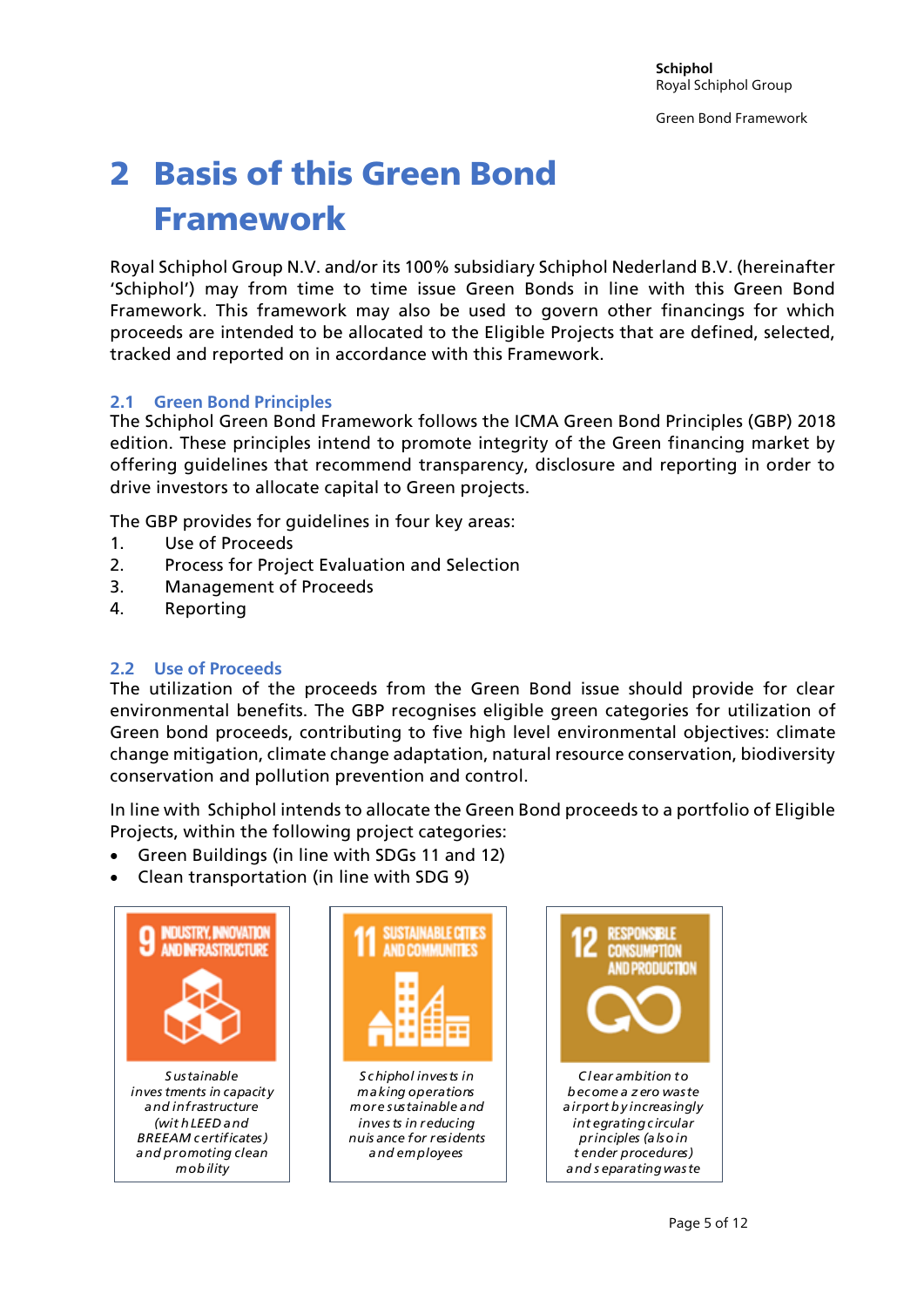# 2 Basis of this Green Bond Framework

Royal Schiphol Group N.V. and/or its 100% subsidiary Schiphol Nederland B.V. (hereinafter 'Schiphol') may from time to time issue Green Bonds in line with this Green Bond Framework. This framework may also be used to govern other financings for which proceeds are intended to be allocated to the Eligible Projects that are defined, selected, tracked and reported on in accordance with this Framework.

## 2.1 Green Bond Principles

The Schiphol Green Bond Framework follows the ICMA Green Bond Principles (GBP) 2018 edition. These principles intend to promote integrity of the Green financing market by offering guidelines that recommend transparency, disclosure and reporting in order to drive investors to allocate capital to Green projects.

The GBP provides for guidelines in four key areas:

1. Use of Proceeds
2. Process for Project Evaluation and Selection
3. Management of Proceeds
4. Reporting

## 2.2 Use of Proceeds

The utilization of the proceeds from the Green Bond issue should provide for clear environmental benefits. The GBP recognises eligible green categories for utilization of Green bond proceeds, contributing to five high level environmental objectives: climate change mitigation, climate change adaptation, natural resource conservation, biodiversity conservation and pollution prevention and control.

In line with Schiphol intends to allocate the Green Bond proceeds to a portfolio of Eligible Projects, within the following project categories:

- Green Buildings (in line with SDGs 11 and 12)
- Clean transportation (in line with SDG 9)

| 9 INDUSTRY, INNOVATION AND INFRASTRUCTURE | 11 SUSTAINABLE CITIES AND COMMUNITIES | 12 RESPONSIBLE CONSUMPTION AND PRODUCTION |
| --- | --- | --- |
| *Sustainable investments in capacity and infrastructure (with LEED and BREEAM certificates) and promoting clean mobility* | *Schiphol invests in making operations more sustainable and invests in reducing nuisance for residents and employees* | *Clear ambition to become a zero waste airport by increasingly integrating circular principles (also in tender procedures) and separating waste* |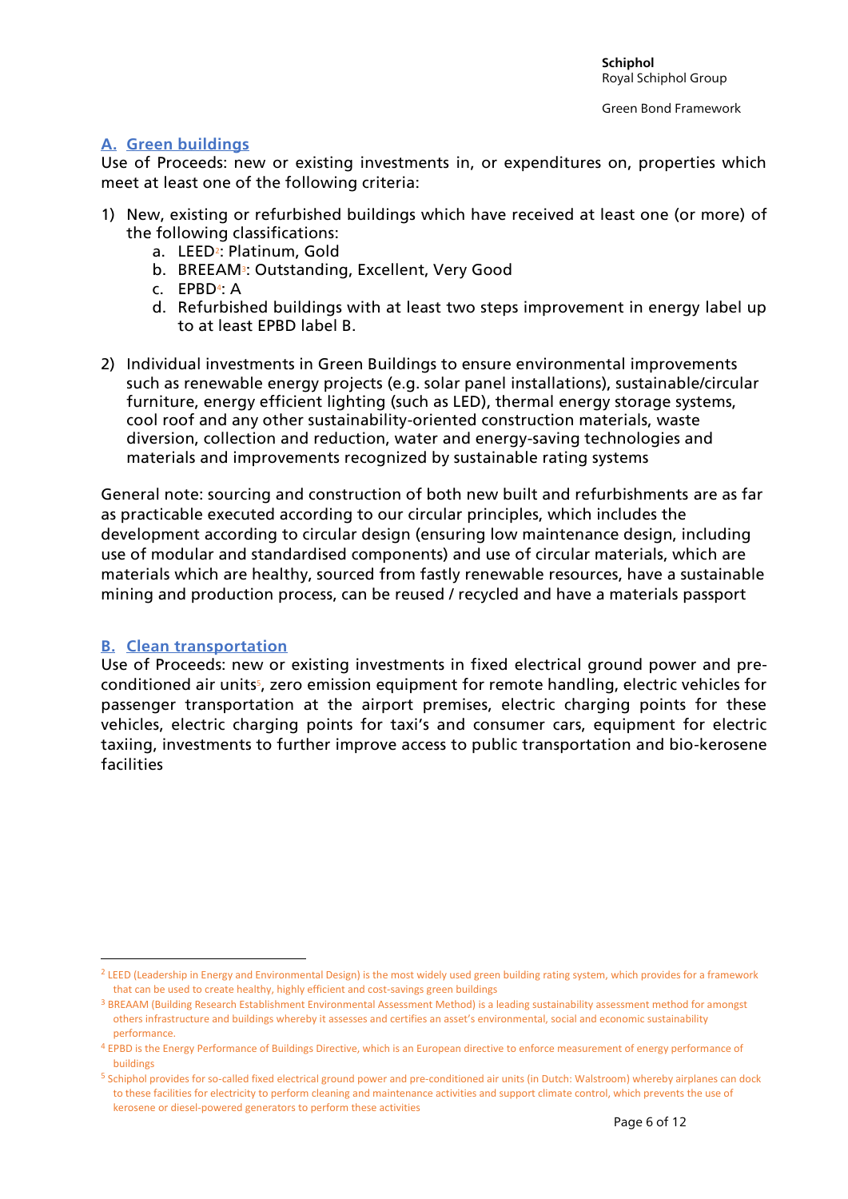### A. Green buildings

Use of Proceeds: new or existing investments in, or expenditures on, properties which meet at least one of the following criteria:

1) New, existing or refurbished buildings which have received at least one (or more) of the following classifications:
   a. LEED[2]: Platinum, Gold
   b. BREEAM[3]: Outstanding, Excellent, Very Good
   c. EPBD[4]: A
   d. Refurbished buildings with at least two steps improvement in energy label up to at least EPBD label B.

2) Individual investments in Green Buildings to ensure environmental improvements such as renewable energy projects (e.g. solar panel installations), sustainable/circular furniture, energy efficient lighting (such as LED), thermal energy storage systems, cool roof and any other sustainability-oriented construction materials, waste diversion, collection and reduction, water and energy-saving technologies and materials and improvements recognized by sustainable rating systems

General note: sourcing and construction of both new built and refurbishments are as far as practicable executed according to our circular principles, which includes the development according to circular design (ensuring low maintenance design, including use of modular and standardised components) and use of circular materials, which are materials which are healthy, sourced from fastly renewable resources, have a sustainable mining and production process, can be reused / recycled and have a materials passport

### B. Clean transportation

Use of Proceeds: new or existing investments in fixed electrical ground power and pre-conditioned air units[5], zero emission equipment for remote handling, electric vehicles for passenger transportation at the airport premises, electric charging points for these vehicles, electric charging points for taxi's and consumer cars, equipment for electric taxiing, investments to further improve access to public transportation and bio-kerosene facilities

---

[2] LEED (Leadership in Energy and Environmental Design) is the most widely used green building rating system, which provides for a framework that can be used to create healthy, highly efficient and cost-savings green buildings

[3] BREAAM (Building Research Establishment Environmental Assessment Method) is a leading sustainability assessment method for amongst others infrastructure and buildings whereby it assesses and certifies an asset's environmental, social and economic sustainability performance.

[4] EPBD is the Energy Performance of Buildings Directive, which is an European directive to enforce measurement of energy performance of buildings

[5] Schiphol provides for so-called fixed electrical ground power and pre-conditioned air units (in Dutch: Walstroom) whereby airplanes can dock to these facilities for electricity to perform cleaning and maintenance activities and support climate control, which prevents the use of kerosene or diesel-powered generators to perform these activities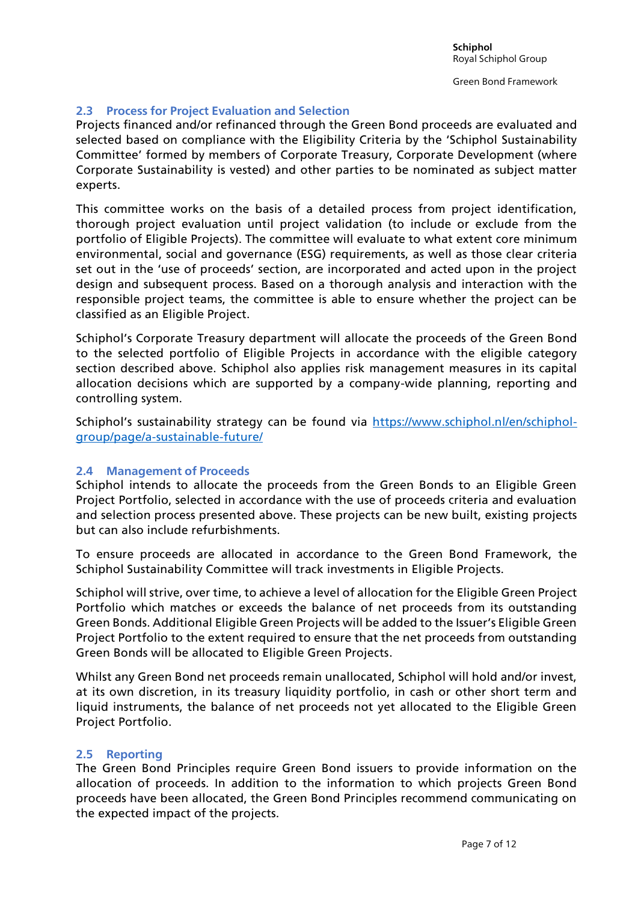## 2.3 Process for Project Evaluation and Selection

Projects financed and/or refinanced through the Green Bond proceeds are evaluated and selected based on compliance with the Eligibility Criteria by the 'Schiphol Sustainability Committee' formed by members of Corporate Treasury, Corporate Development (where Corporate Sustainability is vested) and other parties to be nominated as subject matter experts.

This committee works on the basis of a detailed process from project identification, thorough project evaluation until project validation (to include or exclude from the portfolio of Eligible Projects). The committee will evaluate to what extent core minimum environmental, social and governance (ESG) requirements, as well as those clear criteria set out in the 'use of proceeds' section, are incorporated and acted upon in the project design and subsequent process. Based on a thorough analysis and interaction with the responsible project teams, the committee is able to ensure whether the project can be classified as an Eligible Project.

Schiphol's Corporate Treasury department will allocate the proceeds of the Green Bond to the selected portfolio of Eligible Projects in accordance with the eligible category section described above. Schiphol also applies risk management measures in its capital allocation decisions which are supported by a company-wide planning, reporting and controlling system.

Schiphol's sustainability strategy can be found via [https://www.schiphol.nl/en/schiphol-group/page/a-sustainable-future/](https://www.schiphol.nl/en/schiphol-group/page/a-sustainable-future/)

## 2.4 Management of Proceeds

Schiphol intends to allocate the proceeds from the Green Bonds to an Eligible Green Project Portfolio, selected in accordance with the use of proceeds criteria and evaluation and selection process presented above. These projects can be new built, existing projects but can also include refurbishments.

To ensure proceeds are allocated in accordance to the Green Bond Framework, the Schiphol Sustainability Committee will track investments in Eligible Projects.

Schiphol will strive, over time, to achieve a level of allocation for the Eligible Green Project Portfolio which matches or exceeds the balance of net proceeds from its outstanding Green Bonds. Additional Eligible Green Projects will be added to the Issuer's Eligible Green Project Portfolio to the extent required to ensure that the net proceeds from outstanding Green Bonds will be allocated to Eligible Green Projects.

Whilst any Green Bond net proceeds remain unallocated, Schiphol will hold and/or invest, at its own discretion, in its treasury liquidity portfolio, in cash or other short term and liquid instruments, the balance of net proceeds not yet allocated to the Eligible Green Project Portfolio.

## 2.5 Reporting

The Green Bond Principles require Green Bond issuers to provide information on the allocation of proceeds. In addition to the information to which projects Green Bond proceeds have been allocated, the Green Bond Principles recommend communicating on the expected impact of the projects.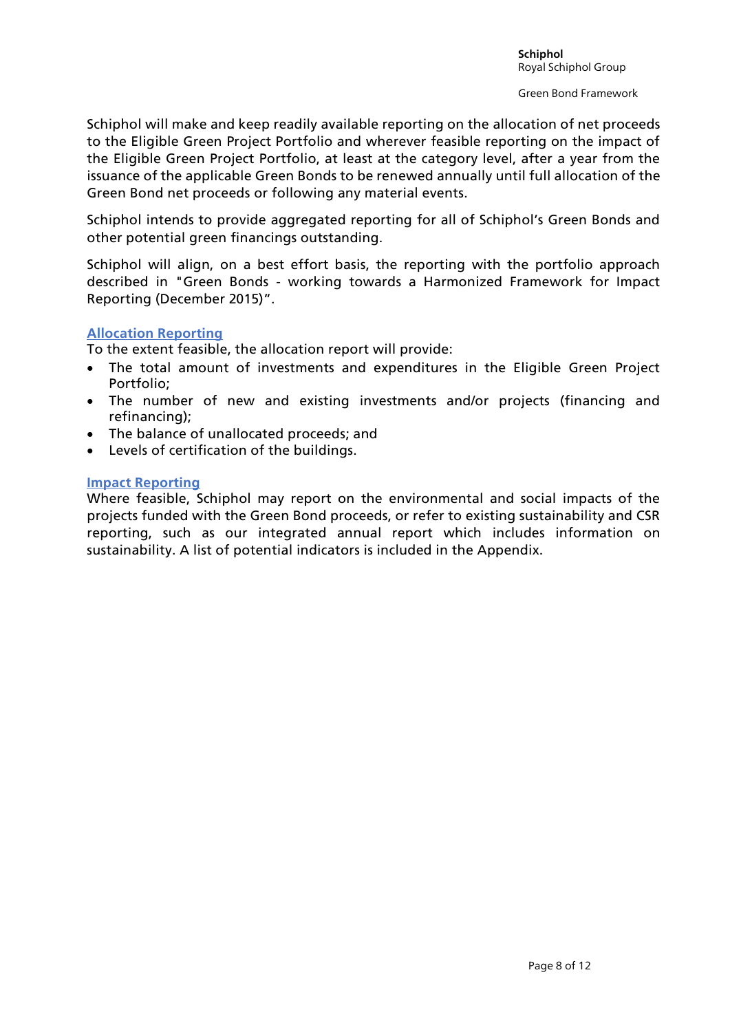Schiphol will make and keep readily available reporting on the allocation of net proceeds to the Eligible Green Project Portfolio and wherever feasible reporting on the impact of the Eligible Green Project Portfolio, at least at the category level, after a year from the issuance of the applicable Green Bonds to be renewed annually until full allocation of the Green Bond net proceeds or following any material events.

Schiphol intends to provide aggregated reporting for all of Schiphol's Green Bonds and other potential green financings outstanding.

Schiphol will align, on a best effort basis, the reporting with the portfolio approach described in "Green Bonds - working towards a Harmonized Framework for Impact Reporting (December 2015)".

### Allocation Reporting

To the extent feasible, the allocation report will provide:

- The total amount of investments and expenditures in the Eligible Green Project Portfolio;
- The number of new and existing investments and/or projects (financing and refinancing);
- The balance of unallocated proceeds; and
- Levels of certification of the buildings.

### Impact Reporting

Where feasible, Schiphol may report on the environmental and social impacts of the projects funded with the Green Bond proceeds, or refer to existing sustainability and CSR reporting, such as our integrated annual report which includes information on sustainability. A list of potential indicators is included in the Appendix.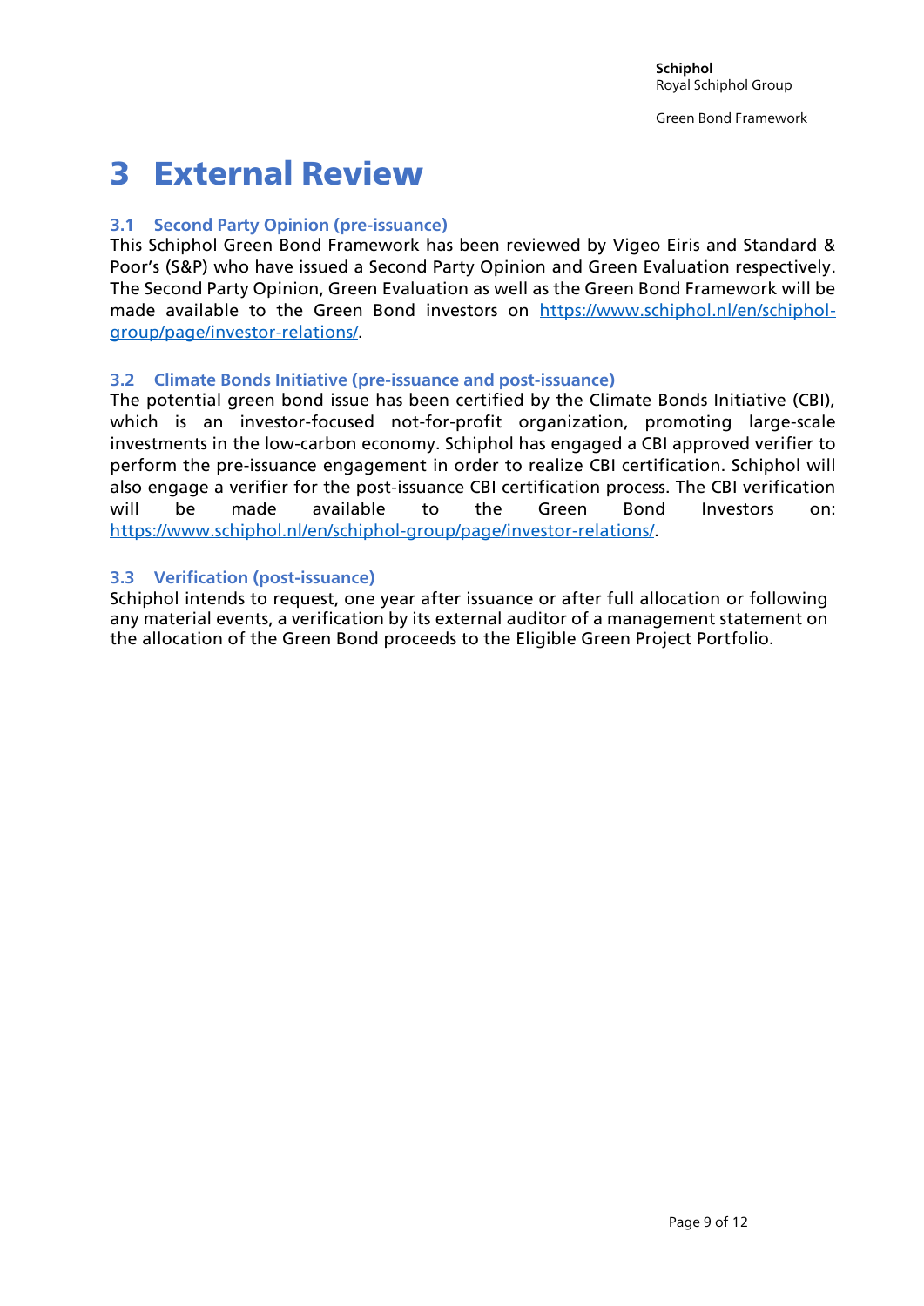# 3 External Review

## 3.1 Second Party Opinion (pre-issuance)

This Schiphol Green Bond Framework has been reviewed by Vigeo Eiris and Standard & Poor's (S&P) who have issued a Second Party Opinion and Green Evaluation respectively. The Second Party Opinion, Green Evaluation as well as the Green Bond Framework will be made available to the Green Bond investors on https://www.schiphol.nl/en/schiphol-group/page/investor-relations/.

## 3.2 Climate Bonds Initiative (pre-issuance and post-issuance)

The potential green bond issue has been certified by the Climate Bonds Initiative (CBI), which is an investor-focused not-for-profit organization, promoting large-scale investments in the low-carbon economy. Schiphol has engaged a CBI approved verifier to perform the pre-issuance engagement in order to realize CBI certification. Schiphol will also engage a verifier for the post-issuance CBI certification process. The CBI verification will be made available to the Green Bond Investors on: https://www.schiphol.nl/en/schiphol-group/page/investor-relations/.

## 3.3 Verification (post-issuance)

Schiphol intends to request, one year after issuance or after full allocation or following any material events, a verification by its external auditor of a management statement on the allocation of the Green Bond proceeds to the Eligible Green Project Portfolio.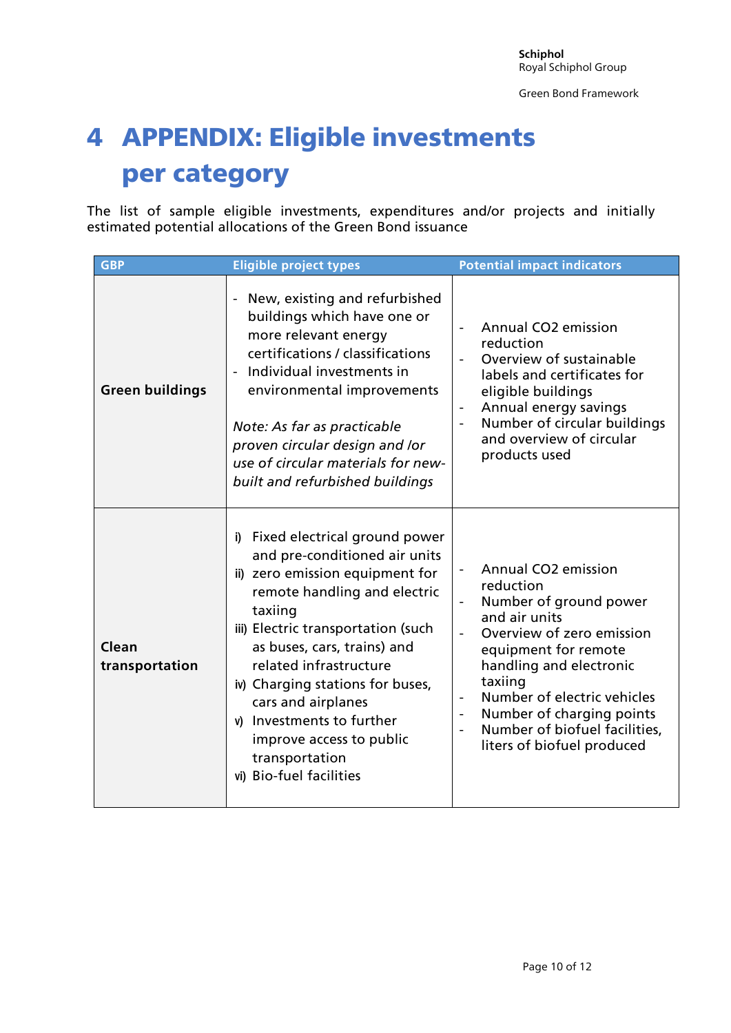# 4 APPENDIX: Eligible investments per category

The list of sample eligible investments, expenditures and/or projects and initially estimated potential allocations of the Green Bond issuance

| GBP | Eligible project types | Potential impact indicators |
|---|---|---|
| **Green buildings** | - New, existing and refurbished buildings which have one or more relevant energy certifications / classifications<br>- Individual investments in environmental improvements<br><br>*Note: As far as practicable proven circular design and /or use of circular materials for new-built and refurbished buildings* | - Annual $CO_2$ emission reduction<br>- Overview of sustainable labels and certificates for eligible buildings<br>- Annual energy savings<br>- Number of circular buildings and overview of circular products used |
| **Clean transportation** | i) Fixed electrical ground power and pre-conditioned air units<br>ii) zero emission equipment for remote handling and electric taxiing<br>iii) Electric transportation (such as buses, cars, trains) and related infrastructure<br>iv) Charging stations for buses, cars and airplanes<br>v) Investments to further improve access to public transportation<br>vi) Bio-fuel facilities | - Annual $CO_2$ emission reduction<br>- Number of ground power and air units<br>- Overview of zero emission equipment for remote handling and electronic taxiing<br>- Number of electric vehicles<br>- Number of charging points<br>- Number of biofuel facilities, liters of biofuel produced |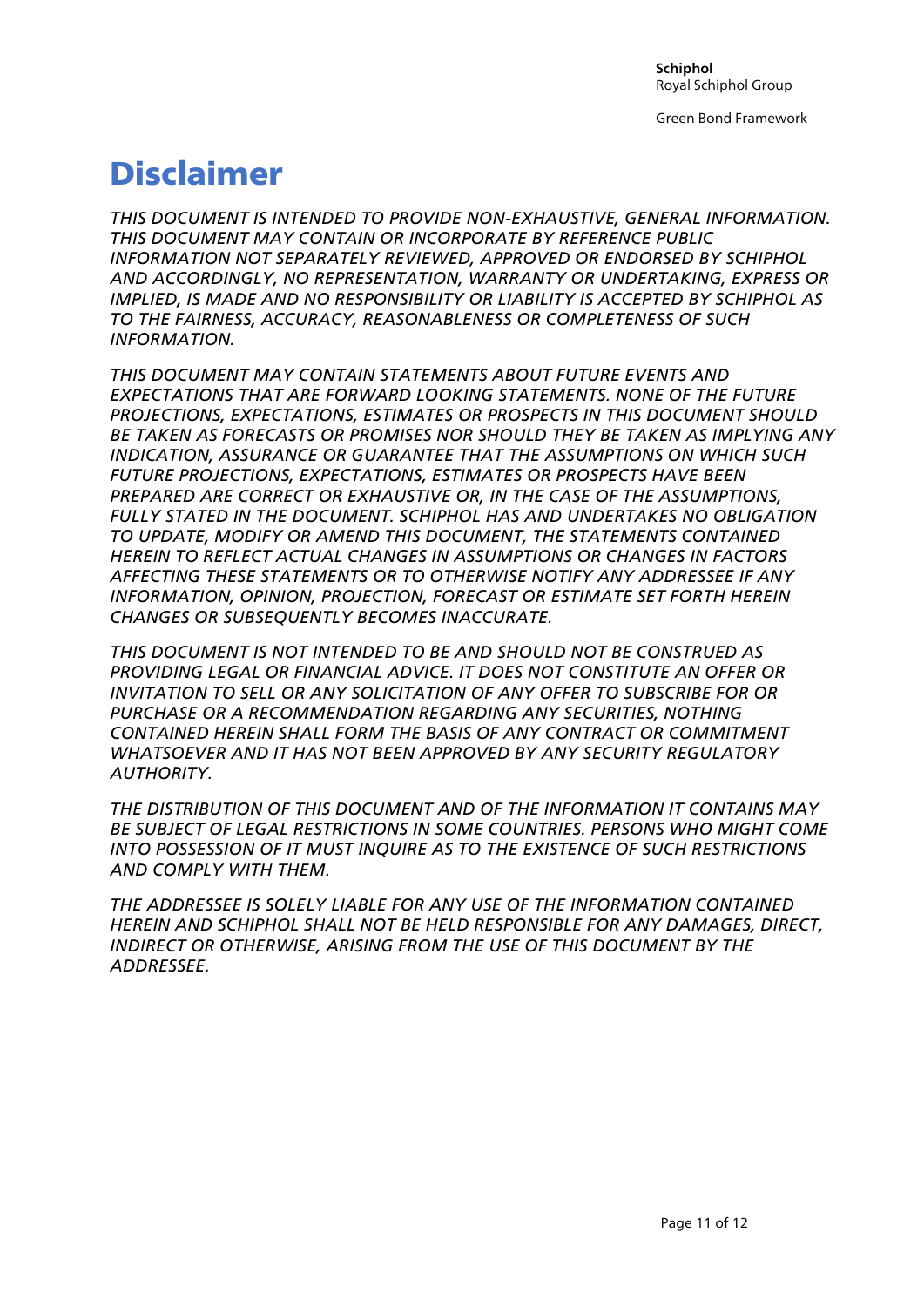# Disclaimer

*THIS DOCUMENT IS INTENDED TO PROVIDE NON-EXHAUSTIVE, GENERAL INFORMATION. THIS DOCUMENT MAY CONTAIN OR INCORPORATE BY REFERENCE PUBLIC INFORMATION NOT SEPARATELY REVIEWED, APPROVED OR ENDORSED BY SCHIPHOL AND ACCORDINGLY, NO REPRESENTATION, WARRANTY OR UNDERTAKING, EXPRESS OR IMPLIED, IS MADE AND NO RESPONSIBILITY OR LIABILITY IS ACCEPTED BY SCHIPHOL AS TO THE FAIRNESS, ACCURACY, REASONABLENESS OR COMPLETENESS OF SUCH INFORMATION.*

*THIS DOCUMENT MAY CONTAIN STATEMENTS ABOUT FUTURE EVENTS AND EXPECTATIONS THAT ARE FORWARD LOOKING STATEMENTS. NONE OF THE FUTURE PROJECTIONS, EXPECTATIONS, ESTIMATES OR PROSPECTS IN THIS DOCUMENT SHOULD BE TAKEN AS FORECASTS OR PROMISES NOR SHOULD THEY BE TAKEN AS IMPLYING ANY INDICATION, ASSURANCE OR GUARANTEE THAT THE ASSUMPTIONS ON WHICH SUCH FUTURE PROJECTIONS, EXPECTATIONS, ESTIMATES OR PROSPECTS HAVE BEEN PREPARED ARE CORRECT OR EXHAUSTIVE OR, IN THE CASE OF THE ASSUMPTIONS, FULLY STATED IN THE DOCUMENT. SCHIPHOL HAS AND UNDERTAKES NO OBLIGATION TO UPDATE, MODIFY OR AMEND THIS DOCUMENT, THE STATEMENTS CONTAINED HEREIN TO REFLECT ACTUAL CHANGES IN ASSUMPTIONS OR CHANGES IN FACTORS AFFECTING THESE STATEMENTS OR TO OTHERWISE NOTIFY ANY ADDRESSEE IF ANY INFORMATION, OPINION, PROJECTION, FORECAST OR ESTIMATE SET FORTH HEREIN CHANGES OR SUBSEQUENTLY BECOMES INACCURATE.*

*THIS DOCUMENT IS NOT INTENDED TO BE AND SHOULD NOT BE CONSTRUED AS PROVIDING LEGAL OR FINANCIAL ADVICE. IT DOES NOT CONSTITUTE AN OFFER OR INVITATION TO SELL OR ANY SOLICITATION OF ANY OFFER TO SUBSCRIBE FOR OR PURCHASE OR A RECOMMENDATION REGARDING ANY SECURITIES, NOTHING CONTAINED HEREIN SHALL FORM THE BASIS OF ANY CONTRACT OR COMMITMENT WHATSOEVER AND IT HAS NOT BEEN APPROVED BY ANY SECURITY REGULATORY AUTHORITY.*

*THE DISTRIBUTION OF THIS DOCUMENT AND OF THE INFORMATION IT CONTAINS MAY BE SUBJECT OF LEGAL RESTRICTIONS IN SOME COUNTRIES. PERSONS WHO MIGHT COME INTO POSSESSION OF IT MUST INQUIRE AS TO THE EXISTENCE OF SUCH RESTRICTIONS AND COMPLY WITH THEM.*

*THE ADDRESSEE IS SOLELY LIABLE FOR ANY USE OF THE INFORMATION CONTAINED HEREIN AND SCHIPHOL SHALL NOT BE HELD RESPONSIBLE FOR ANY DAMAGES, DIRECT, INDIRECT OR OTHERWISE, ARISING FROM THE USE OF THIS DOCUMENT BY THE ADDRESSEE.*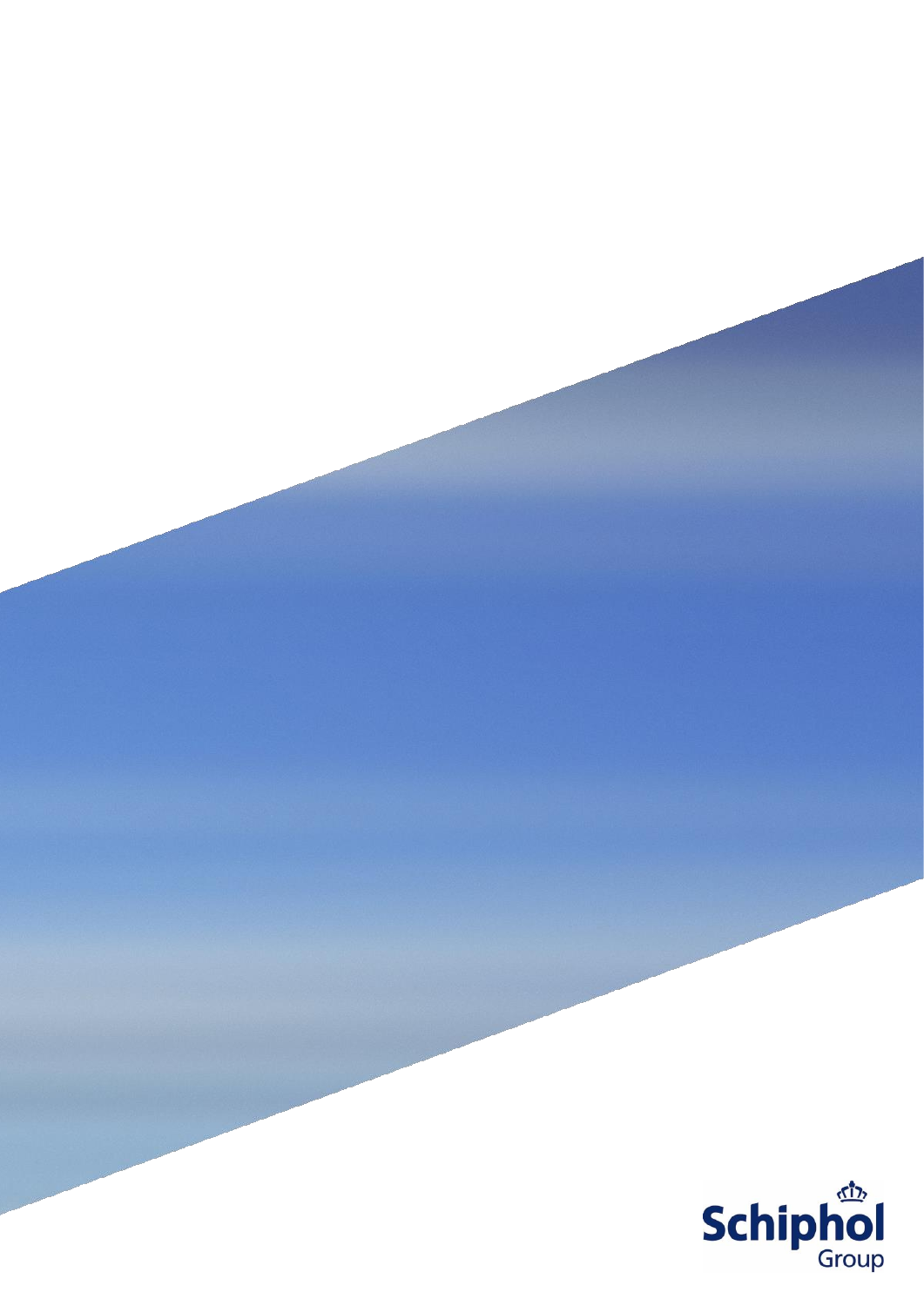Schiphol
Group